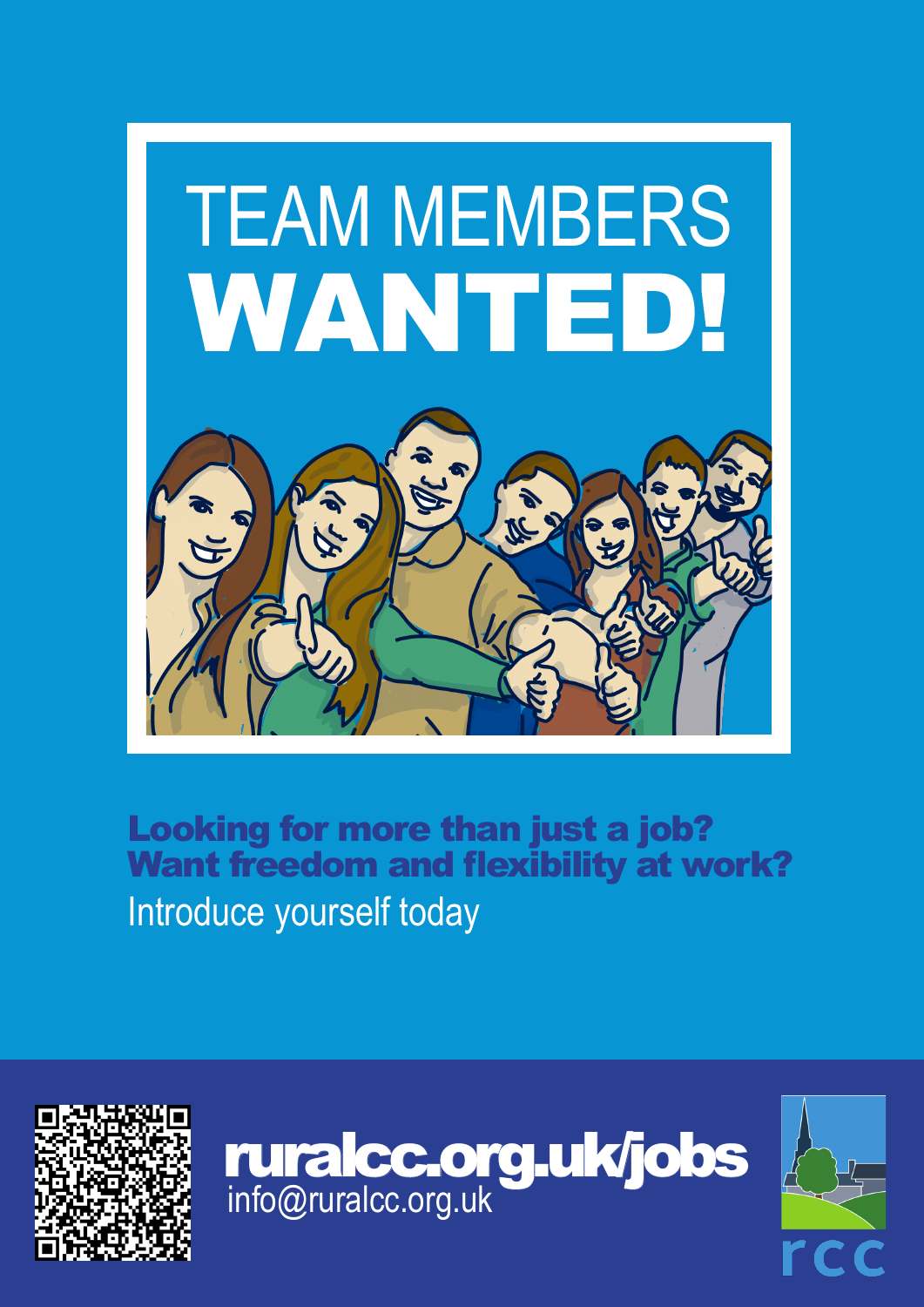# TEAM MEMBERS WANTED!

**Looking for more than just a job?**
**Want freedom and flexibility at work?**

Introduce yourself today

**ruralcc.org.uk/jobs**
info@ruralcc.org.uk

rcc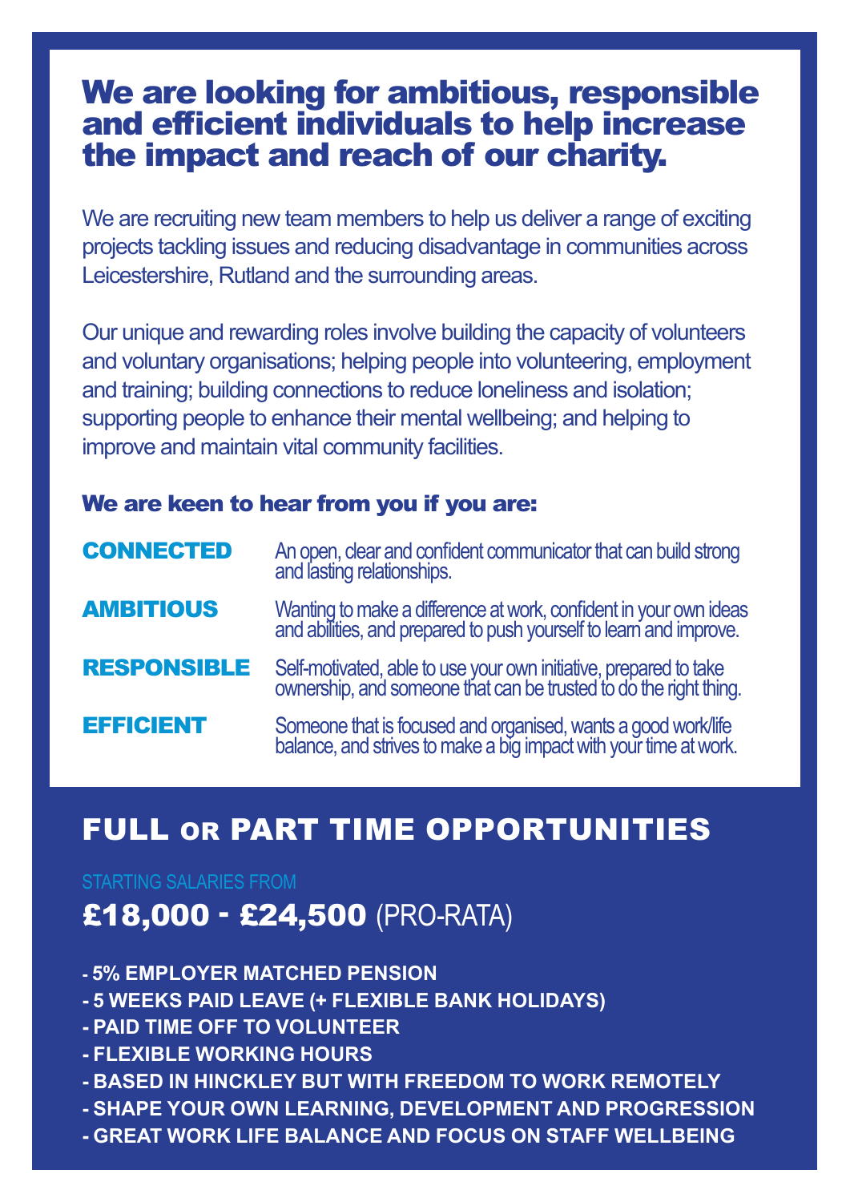# We are looking for ambitious, responsible and efficient individuals to help increase the impact and reach of our charity.

We are recruiting new team members to help us deliver a range of exciting projects tackling issues and reducing disadvantage in communities across Leicestershire, Rutland and the surrounding areas.

Our unique and rewarding roles involve building the capacity of volunteers and voluntary organisations; helping people into volunteering, employment and training; building connections to reduce loneliness and isolation; supporting people to enhance their mental wellbeing; and helping to improve and maintain vital community facilities.

### We are keen to hear from you if you are:

**CONNECTED** — An open, clear and confident communicator that can build strong and lasting relationships.

**AMBITIOUS** — Wanting to make a difference at work, confident in your own ideas and abilities, and prepared to push yourself to learn and improve.

**RESPONSIBLE** — Self-motivated, able to use your own initiative, prepared to take ownership, and someone that can be trusted to do the right thing.

**EFFICIENT** — Someone that is focused and organised, wants a good work/life balance, and strives to make a big impact with your time at work.

## FULL OR PART TIME OPPORTUNITIES

STARTING SALARIES FROM

**£18,000 - £24,500** (PRO-RATA)

- 5% EMPLOYER MATCHED PENSION
- 5 WEEKS PAID LEAVE (+ FLEXIBLE BANK HOLIDAYS)
- PAID TIME OFF TO VOLUNTEER
- FLEXIBLE WORKING HOURS
- BASED IN HINCKLEY BUT WITH FREEDOM TO WORK REMOTELY
- SHAPE YOUR OWN LEARNING, DEVELOPMENT AND PROGRESSION
- GREAT WORK LIFE BALANCE AND FOCUS ON STAFF WELLBEING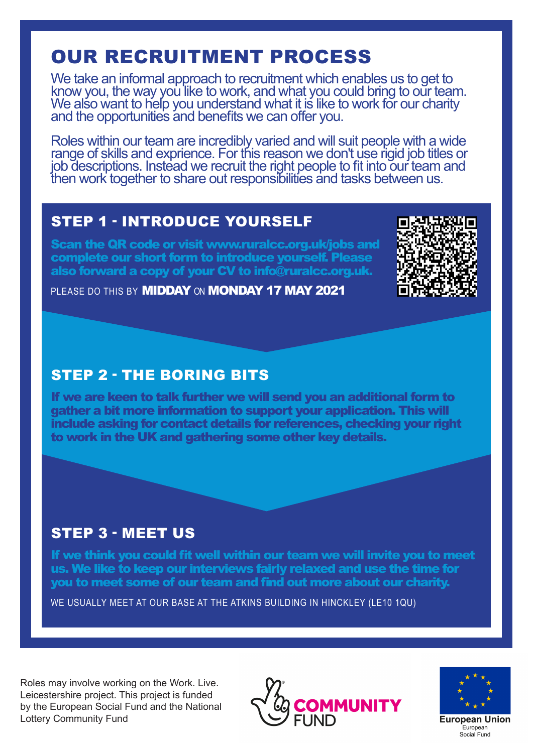# OUR RECRUITMENT PROCESS

We take an informal approach to recruitment which enables us to get to know you, the way you like to work, and what you could bring to our team. We also want to help you understand what it is like to work for our charity and the opportunities and benefits we can offer you.

Roles within our team are incredibly varied and will suit people with a wide range of skills and exprience. For this reason we don't use rigid job titles or job descriptions. Instead we recruit the right people to fit into our team and then work together to share out responsibilities and tasks between us.

## STEP 1 - INTRODUCE YOURSELF

**Scan the QR code or visit www.ruralcc.org.uk/jobs and complete our short form to introduce yourself. Please also forward a copy of your CV to info@ruralcc.org.uk.**

PLEASE DO THIS BY **MIDDAY** ON **MONDAY 17 MAY 2021**

## STEP 2 - THE BORING BITS

**If we are keen to talk further we will send you an additional form to gather a bit more information to support your application. This will include asking for contact details for references, checking your right to work in the UK and gathering some other key details.**

## STEP 3 - MEET US

**If we think you could fit well within our team we will invite you to meet us. We like to keep our interviews fairly relaxed and use the time for you to meet some of our team and find out more about our charity.**

WE USUALLY MEET AT OUR BASE AT THE ATKINS BUILDING IN HINCKLEY (LE10 1QU)

Roles may involve working on the Work. Live. Leicestershire project. This project is funded by the European Social Fund and the National Lottery Community Fund

COMMUNITY FUND

European Union
European Social Fund